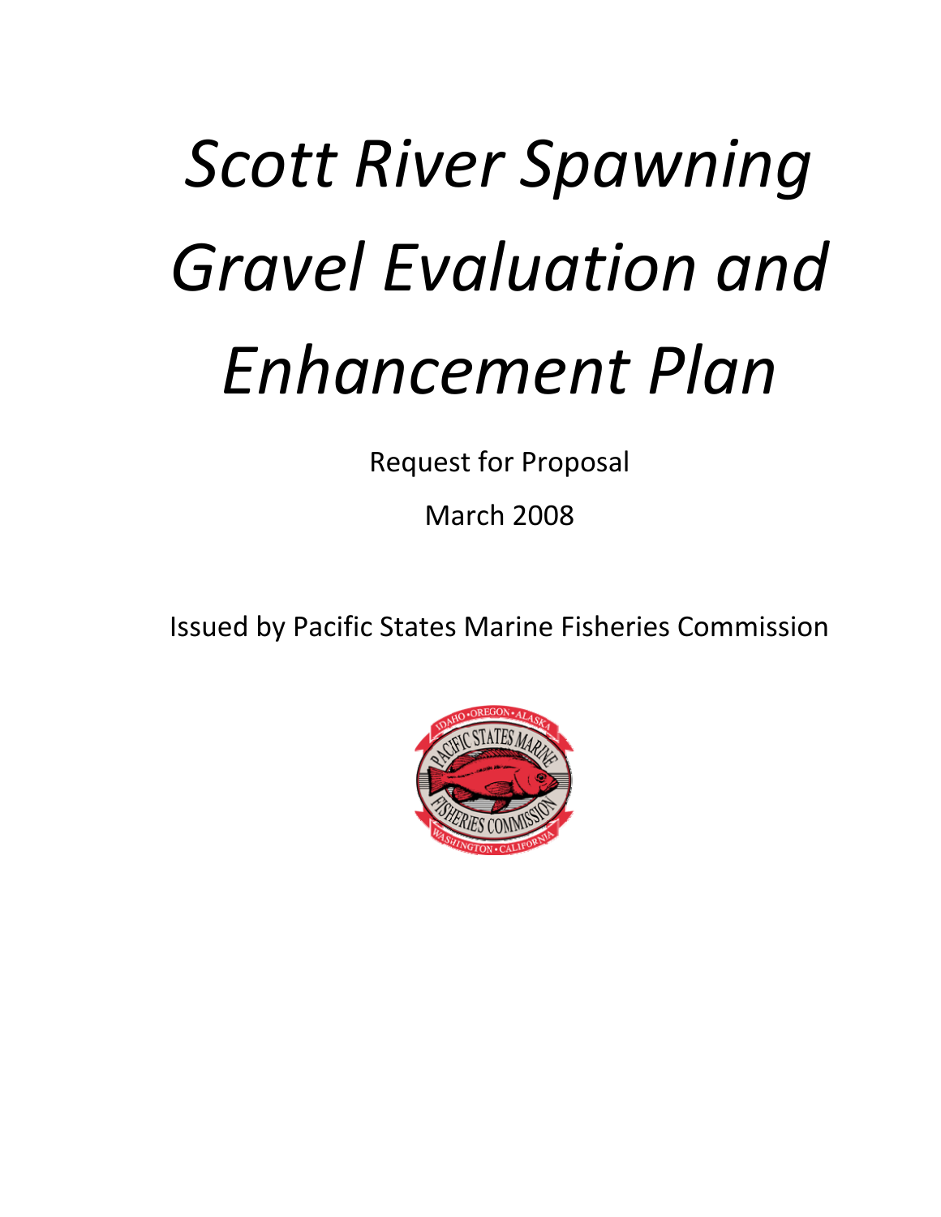# *Scott River Spawning Gravel Evaluation and Enhancement Plan*

Request for Proposal

March 2008

Issued by Pacific States Marine Fisheries Commission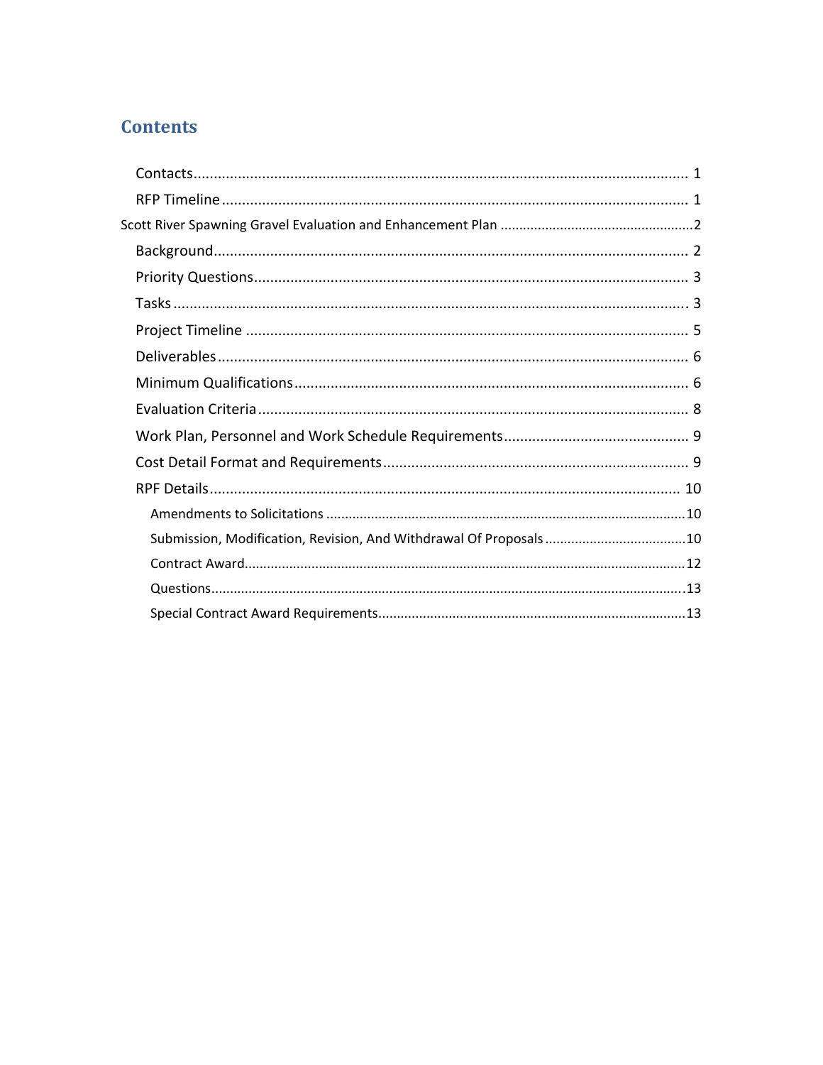# Contents

- Contacts ........................................................................................................................... 1
- RFP Timeline ..................................................................................................................... 1

Scott River Spawning Gravel Evaluation and Enhancement Plan ..................................................2

- Background ......................................................................................................................... 2
- Priority Questions .............................................................................................................. 3
- Tasks ................................................................................................................................... 3
- Project Timeline ................................................................................................................. 5
- Deliverables ........................................................................................................................ 6
- Minimum Qualifications ..................................................................................................... 6
- Evaluation Criteria .............................................................................................................. 8
- Work Plan, Personnel and Work Schedule Requirements .................................................. 9
- Cost Detail Format and Requirements ................................................................................ 9
- RPF Details ........................................................................................................................ 10
  - Amendments to Solicitations ...............................................................................................10
  - Submission, Modification, Revision, And Withdrawal Of Proposals .....................................10
  - Contract Award ....................................................................................................................12
  - Questions .............................................................................................................................13
  - Special Contract Award Requirements .................................................................................13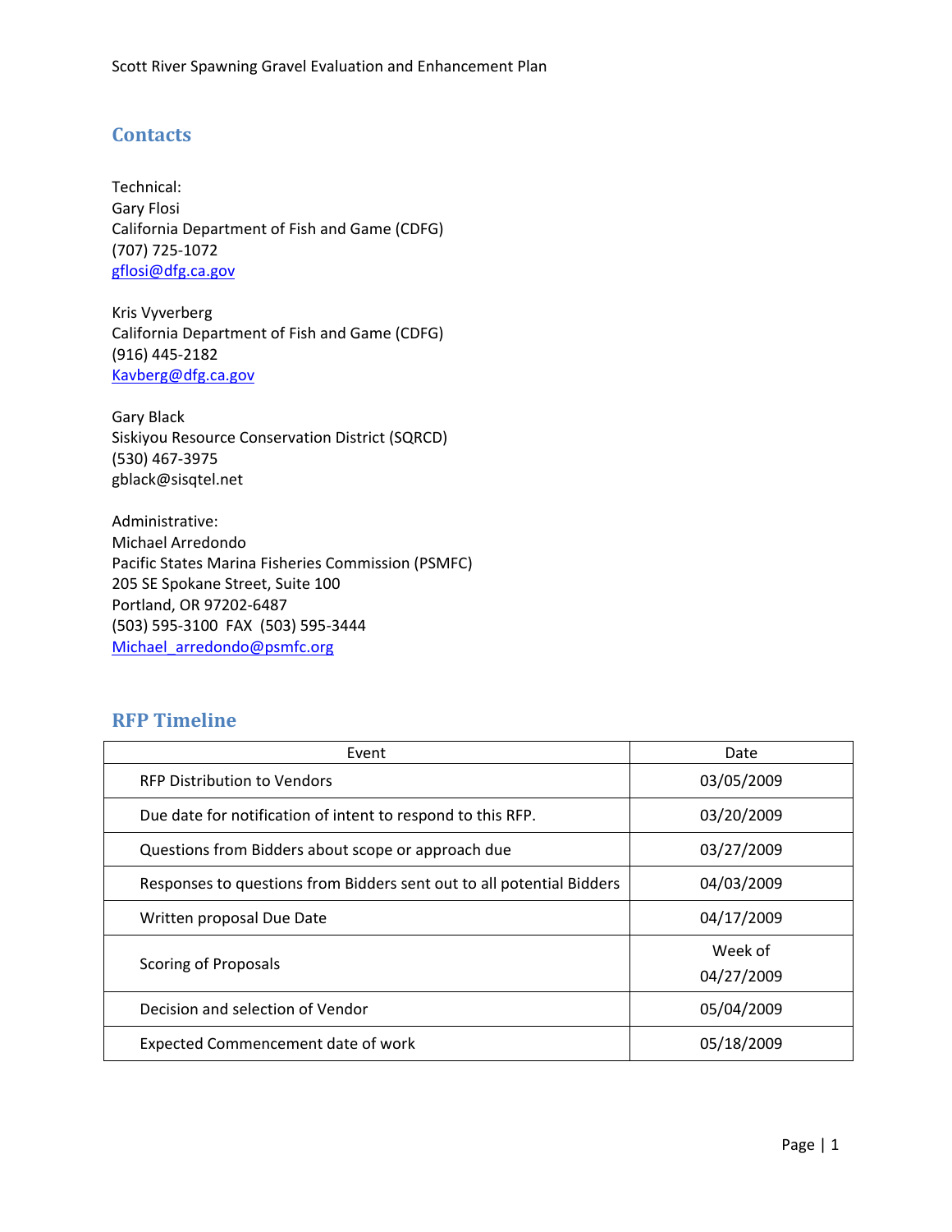## Contacts

Technical:
Gary Flosi
California Department of Fish and Game (CDFG)
(707) 725-1072
gflosi@dfg.ca.gov

Kris Vyverberg
California Department of Fish and Game (CDFG)
(916) 445-2182
Kavberg@dfg.ca.gov

Gary Black
Siskiyou Resource Conservation District (SQRCD)
(530) 467-3975
gblack@sisqtel.net

Administrative:
Michael Arredondo
Pacific States Marina Fisheries Commission (PSMFC)
205 SE Spokane Street, Suite 100
Portland, OR 97202-6487
(503) 595-3100 FAX (503) 595-3444
Michael_arredondo@psmfc.org

## RFP Timeline

| Event | Date |
|---|---|
| RFP Distribution to Vendors | 03/05/2009 |
| Due date for notification of intent to respond to this RFP. | 03/20/2009 |
| Questions from Bidders about scope or approach due | 03/27/2009 |
| Responses to questions from Bidders sent out to all potential Bidders | 04/03/2009 |
| Written proposal Due Date | 04/17/2009 |
| Scoring of Proposals | Week of 04/27/2009 |
| Decision and selection of Vendor | 05/04/2009 |
| Expected Commencement date of work | 05/18/2009 |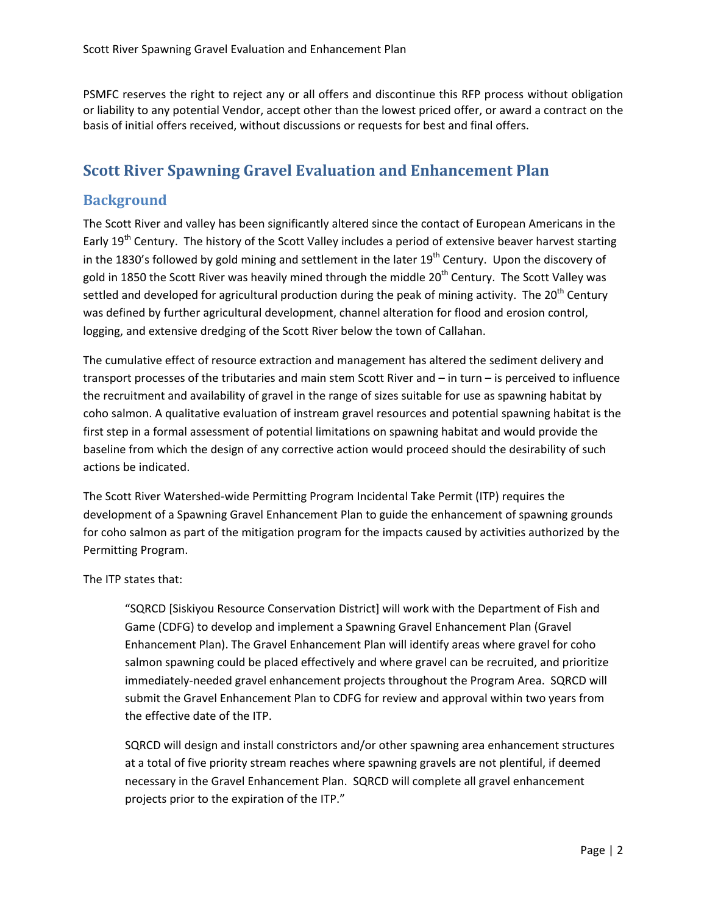PSMFC reserves the right to reject any or all offers and discontinue this RFP process without obligation or liability to any potential Vendor, accept other than the lowest priced offer, or award a contract on the basis of initial offers received, without discussions or requests for best and final offers.

# Scott River Spawning Gravel Evaluation and Enhancement Plan

## Background

The Scott River and valley has been significantly altered since the contact of European Americans in the Early 19th Century. The history of the Scott Valley includes a period of extensive beaver harvest starting in the 1830's followed by gold mining and settlement in the later 19th Century. Upon the discovery of gold in 1850 the Scott River was heavily mined through the middle 20th Century. The Scott Valley was settled and developed for agricultural production during the peak of mining activity. The 20th Century was defined by further agricultural development, channel alteration for flood and erosion control, logging, and extensive dredging of the Scott River below the town of Callahan.

The cumulative effect of resource extraction and management has altered the sediment delivery and transport processes of the tributaries and main stem Scott River and – in turn – is perceived to influence the recruitment and availability of gravel in the range of sizes suitable for use as spawning habitat by coho salmon. A qualitative evaluation of instream gravel resources and potential spawning habitat is the first step in a formal assessment of potential limitations on spawning habitat and would provide the baseline from which the design of any corrective action would proceed should the desirability of such actions be indicated.

The Scott River Watershed-wide Permitting Program Incidental Take Permit (ITP) requires the development of a Spawning Gravel Enhancement Plan to guide the enhancement of spawning grounds for coho salmon as part of the mitigation program for the impacts caused by activities authorized by the Permitting Program.

The ITP states that:

> "SQRCD [Siskiyou Resource Conservation District] will work with the Department of Fish and Game (CDFG) to develop and implement a Spawning Gravel Enhancement Plan (Gravel Enhancement Plan). The Gravel Enhancement Plan will identify areas where gravel for coho salmon spawning could be placed effectively and where gravel can be recruited, and prioritize immediately-needed gravel enhancement projects throughout the Program Area. SQRCD will submit the Gravel Enhancement Plan to CDFG for review and approval within two years from the effective date of the ITP.
>
> SQRCD will design and install constrictors and/or other spawning area enhancement structures at a total of five priority stream reaches where spawning gravels are not plentiful, if deemed necessary in the Gravel Enhancement Plan. SQRCD will complete all gravel enhancement projects prior to the expiration of the ITP."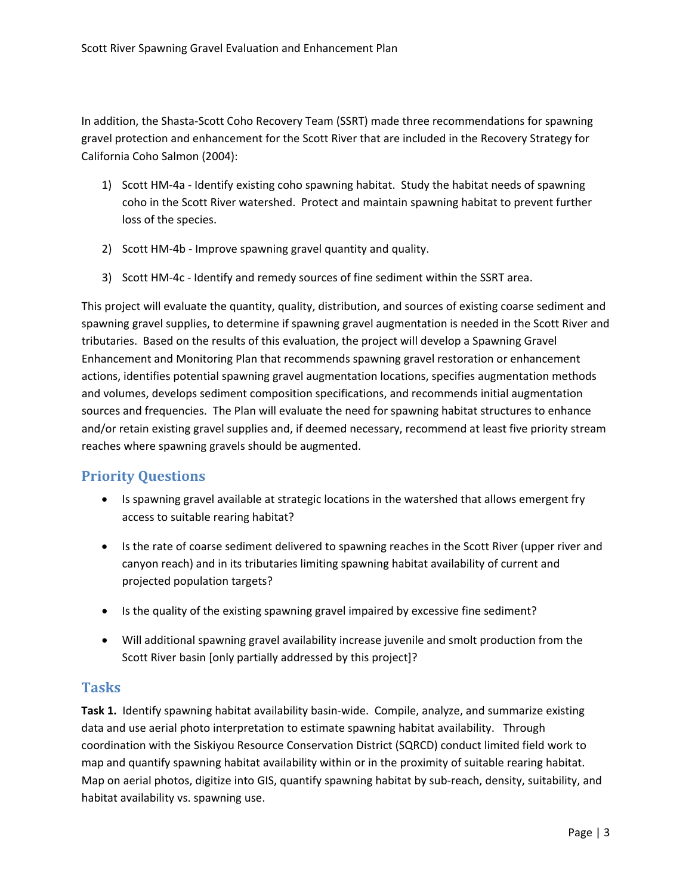In addition, the Shasta-Scott Coho Recovery Team (SSRT) made three recommendations for spawning gravel protection and enhancement for the Scott River that are included in the Recovery Strategy for California Coho Salmon (2004):

1) Scott HM-4a - Identify existing coho spawning habitat. Study the habitat needs of spawning coho in the Scott River watershed. Protect and maintain spawning habitat to prevent further loss of the species.

2) Scott HM-4b - Improve spawning gravel quantity and quality.

3) Scott HM-4c - Identify and remedy sources of fine sediment within the SSRT area.

This project will evaluate the quantity, quality, distribution, and sources of existing coarse sediment and spawning gravel supplies, to determine if spawning gravel augmentation is needed in the Scott River and tributaries. Based on the results of this evaluation, the project will develop a Spawning Gravel Enhancement and Monitoring Plan that recommends spawning gravel restoration or enhancement actions, identifies potential spawning gravel augmentation locations, specifies augmentation methods and volumes, develops sediment composition specifications, and recommends initial augmentation sources and frequencies. The Plan will evaluate the need for spawning habitat structures to enhance and/or retain existing gravel supplies and, if deemed necessary, recommend at least five priority stream reaches where spawning gravels should be augmented.

## Priority Questions

- Is spawning gravel available at strategic locations in the watershed that allows emergent fry access to suitable rearing habitat?

- Is the rate of coarse sediment delivered to spawning reaches in the Scott River (upper river and canyon reach) and in its tributaries limiting spawning habitat availability of current and projected population targets?

- Is the quality of the existing spawning gravel impaired by excessive fine sediment?

- Will additional spawning gravel availability increase juvenile and smolt production from the Scott River basin [only partially addressed by this project]?

## Tasks

**Task 1.** Identify spawning habitat availability basin-wide. Compile, analyze, and summarize existing data and use aerial photo interpretation to estimate spawning habitat availability. Through coordination with the Siskiyou Resource Conservation District (SQRCD) conduct limited field work to map and quantify spawning habitat availability within or in the proximity of suitable rearing habitat. Map on aerial photos, digitize into GIS, quantify spawning habitat by sub-reach, density, suitability, and habitat availability vs. spawning use.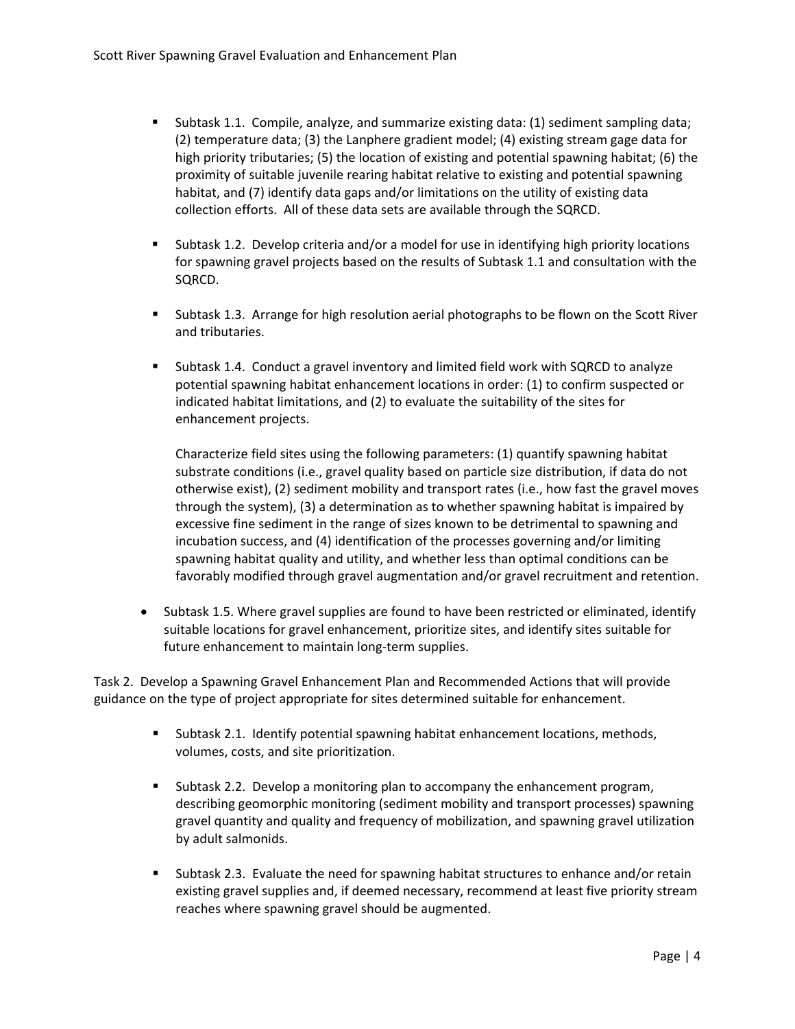- Subtask 1.1. Compile, analyze, and summarize existing data: (1) sediment sampling data; (2) temperature data; (3) the Lanphere gradient model; (4) existing stream gage data for high priority tributaries; (5) the location of existing and potential spawning habitat; (6) the proximity of suitable juvenile rearing habitat relative to existing and potential spawning habitat, and (7) identify data gaps and/or limitations on the utility of existing data collection efforts. All of these data sets are available through the SQRCD.

- Subtask 1.2. Develop criteria and/or a model for use in identifying high priority locations for spawning gravel projects based on the results of Subtask 1.1 and consultation with the SQRCD.

- Subtask 1.3. Arrange for high resolution aerial photographs to be flown on the Scott River and tributaries.

- Subtask 1.4. Conduct a gravel inventory and limited field work with SQRCD to analyze potential spawning habitat enhancement locations in order: (1) to confirm suspected or indicated habitat limitations, and (2) to evaluate the suitability of the sites for enhancement projects.

  Characterize field sites using the following parameters: (1) quantify spawning habitat substrate conditions (i.e., gravel quality based on particle size distribution, if data do not otherwise exist), (2) sediment mobility and transport rates (i.e., how fast the gravel moves through the system), (3) a determination as to whether spawning habitat is impaired by excessive fine sediment in the range of sizes known to be detrimental to spawning and incubation success, and (4) identification of the processes governing and/or limiting spawning habitat quality and utility, and whether less than optimal conditions can be favorably modified through gravel augmentation and/or gravel recruitment and retention.

- Subtask 1.5. Where gravel supplies are found to have been restricted or eliminated, identify suitable locations for gravel enhancement, prioritize sites, and identify sites suitable for future enhancement to maintain long-term supplies.

Task 2. Develop a Spawning Gravel Enhancement Plan and Recommended Actions that will provide guidance on the type of project appropriate for sites determined suitable for enhancement.

- Subtask 2.1. Identify potential spawning habitat enhancement locations, methods, volumes, costs, and site prioritization.

- Subtask 2.2. Develop a monitoring plan to accompany the enhancement program, describing geomorphic monitoring (sediment mobility and transport processes) spawning gravel quantity and quality and frequency of mobilization, and spawning gravel utilization by adult salmonids.

- Subtask 2.3. Evaluate the need for spawning habitat structures to enhance and/or retain existing gravel supplies and, if deemed necessary, recommend at least five priority stream reaches where spawning gravel should be augmented.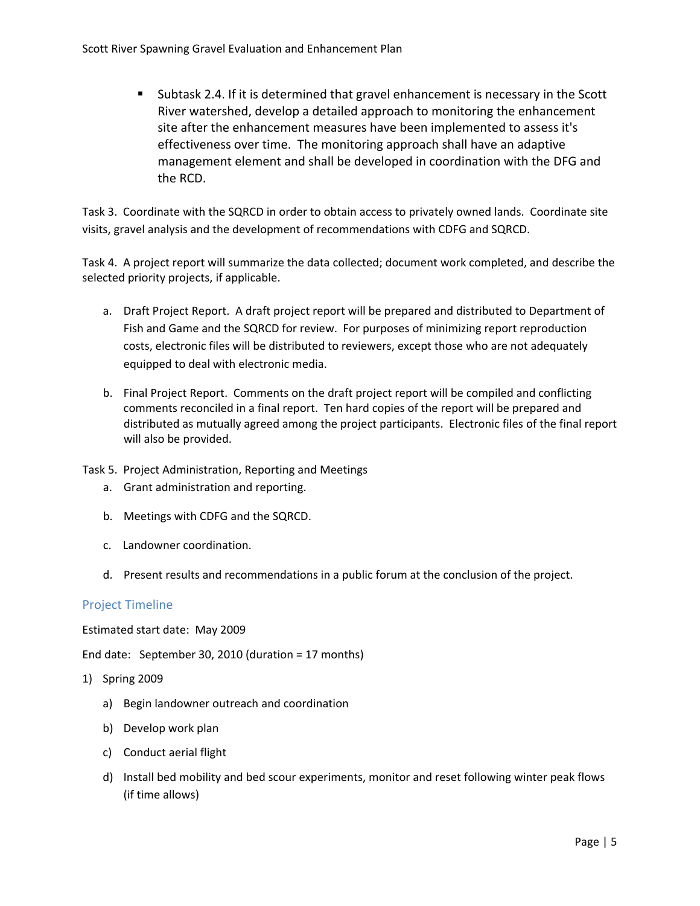- Subtask 2.4. If it is determined that gravel enhancement is necessary in the Scott River watershed, develop a detailed approach to monitoring the enhancement site after the enhancement measures have been implemented to assess it's effectiveness over time. The monitoring approach shall have an adaptive management element and shall be developed in coordination with the DFG and the RCD.

Task 3. Coordinate with the SQRCD in order to obtain access to privately owned lands. Coordinate site visits, gravel analysis and the development of recommendations with CDFG and SQRCD.

Task 4. A project report will summarize the data collected; document work completed, and describe the selected priority projects, if applicable.

a. Draft Project Report. A draft project report will be prepared and distributed to Department of Fish and Game and the SQRCD for review. For purposes of minimizing report reproduction costs, electronic files will be distributed to reviewers, except those who are not adequately equipped to deal with electronic media.

b. Final Project Report. Comments on the draft project report will be compiled and conflicting comments reconciled in a final report. Ten hard copies of the report will be prepared and distributed as mutually agreed among the project participants. Electronic files of the final report will also be provided.

Task 5. Project Administration, Reporting and Meetings

a. Grant administration and reporting.

b. Meetings with CDFG and the SQRCD.

c. Landowner coordination.

d. Present results and recommendations in a public forum at the conclusion of the project.

## Project Timeline

Estimated start date: May 2009

End date: September 30, 2010 (duration = 17 months)

1) Spring 2009

   a) Begin landowner outreach and coordination

   b) Develop work plan

   c) Conduct aerial flight

   d) Install bed mobility and bed scour experiments, monitor and reset following winter peak flows (if time allows)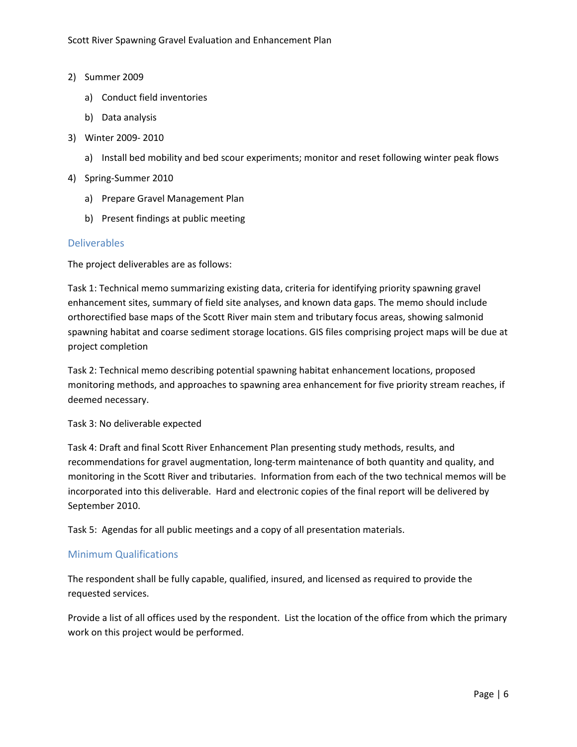2) Summer 2009
   a) Conduct field inventories
   b) Data analysis
3) Winter 2009- 2010
   a) Install bed mobility and bed scour experiments; monitor and reset following winter peak flows
4) Spring-Summer 2010
   a) Prepare Gravel Management Plan
   b) Present findings at public meeting

## Deliverables

The project deliverables are as follows:

Task 1: Technical memo summarizing existing data, criteria for identifying priority spawning gravel enhancement sites, summary of field site analyses, and known data gaps. The memo should include orthorectified base maps of the Scott River main stem and tributary focus areas, showing salmonid spawning habitat and coarse sediment storage locations. GIS files comprising project maps will be due at project completion

Task 2: Technical memo describing potential spawning habitat enhancement locations, proposed monitoring methods, and approaches to spawning area enhancement for five priority stream reaches, if deemed necessary.

Task 3: No deliverable expected

Task 4: Draft and final Scott River Enhancement Plan presenting study methods, results, and recommendations for gravel augmentation, long-term maintenance of both quantity and quality, and monitoring in the Scott River and tributaries. Information from each of the two technical memos will be incorporated into this deliverable. Hard and electronic copies of the final report will be delivered by September 2010.

Task 5: Agendas for all public meetings and a copy of all presentation materials.

## Minimum Qualifications

The respondent shall be fully capable, qualified, insured, and licensed as required to provide the requested services.

Provide a list of all offices used by the respondent. List the location of the office from which the primary work on this project would be performed.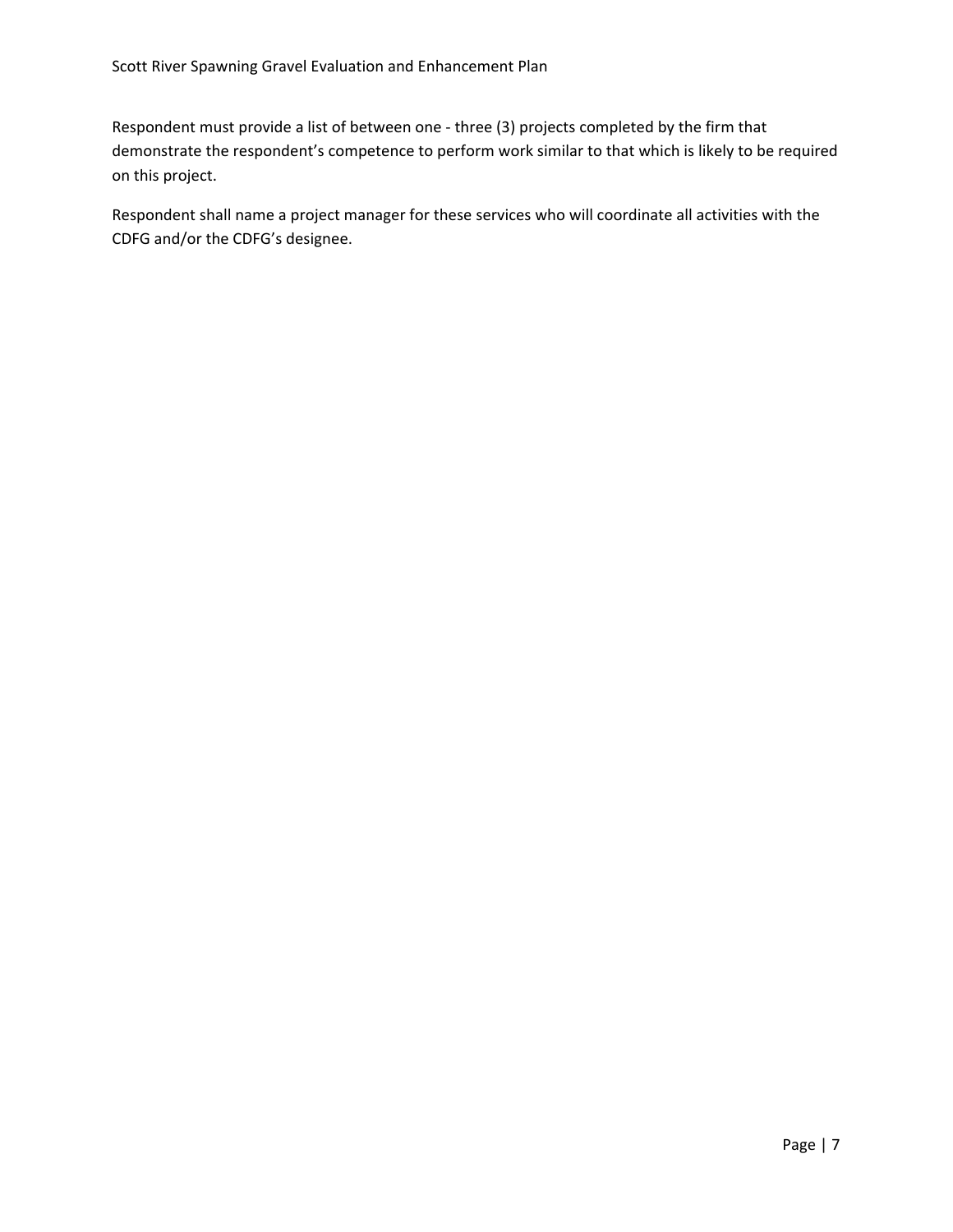Respondent must provide a list of between one - three (3) projects completed by the firm that demonstrate the respondent's competence to perform work similar to that which is likely to be required on this project.

Respondent shall name a project manager for these services who will coordinate all activities with the CDFG and/or the CDFG's designee.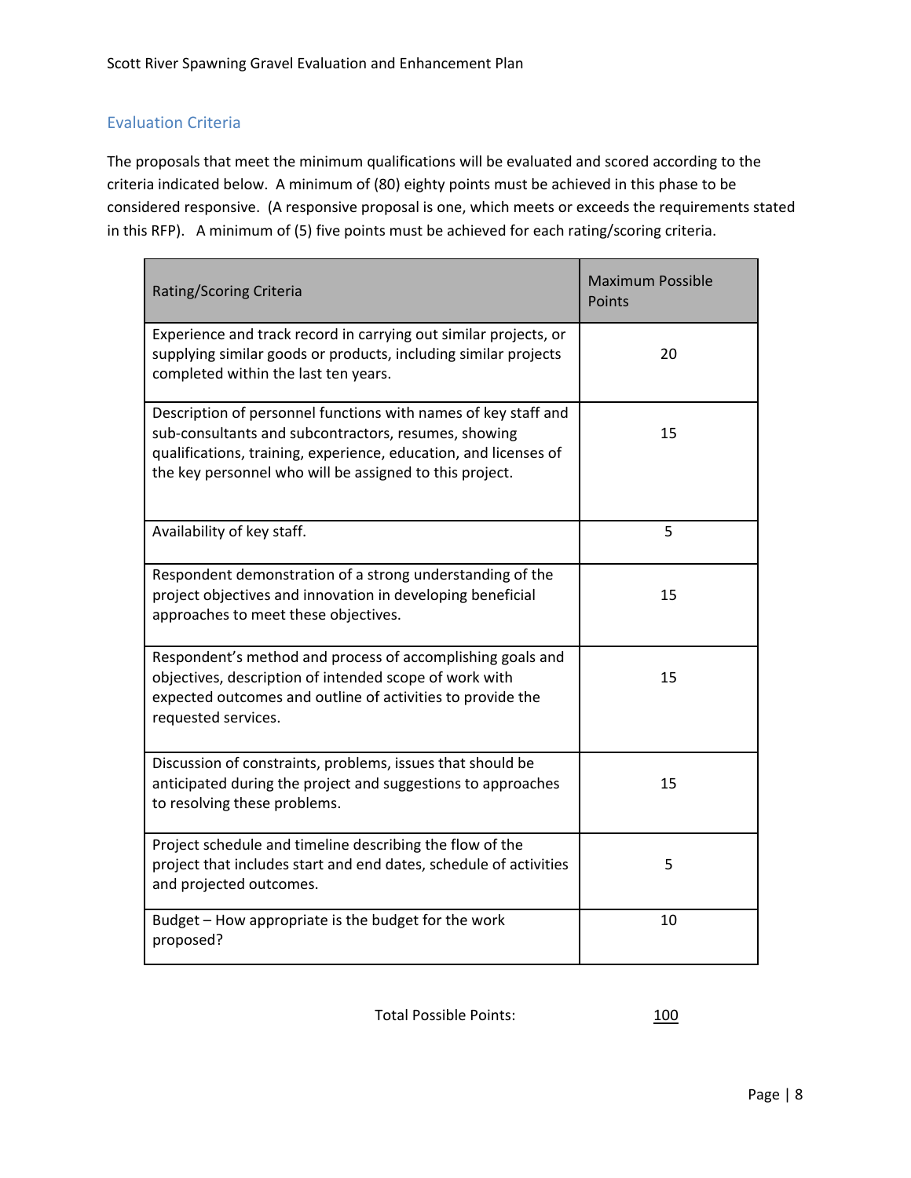## Evaluation Criteria

The proposals that meet the minimum qualifications will be evaluated and scored according to the criteria indicated below. A minimum of (80) eighty points must be achieved in this phase to be considered responsive. (A responsive proposal is one, which meets or exceeds the requirements stated in this RFP). A minimum of (5) five points must be achieved for each rating/scoring criteria.

| Rating/Scoring Criteria | Maximum Possible Points |
|---|---|
| Experience and track record in carrying out similar projects, or supplying similar goods or products, including similar projects completed within the last ten years. | 20 |
| Description of personnel functions with names of key staff and sub-consultants and subcontractors, resumes, showing qualifications, training, experience, education, and licenses of the key personnel who will be assigned to this project. | 15 |
| Availability of key staff. | 5 |
| Respondent demonstration of a strong understanding of the project objectives and innovation in developing beneficial approaches to meet these objectives. | 15 |
| Respondent's method and process of accomplishing goals and objectives, description of intended scope of work with expected outcomes and outline of activities to provide the requested services. | 15 |
| Discussion of constraints, problems, issues that should be anticipated during the project and suggestions to approaches to resolving these problems. | 15 |
| Project schedule and timeline describing the flow of the project that includes start and end dates, schedule of activities and projected outcomes. | 5 |
| Budget – How appropriate is the budget for the work proposed? | 10 |

Total Possible Points: 100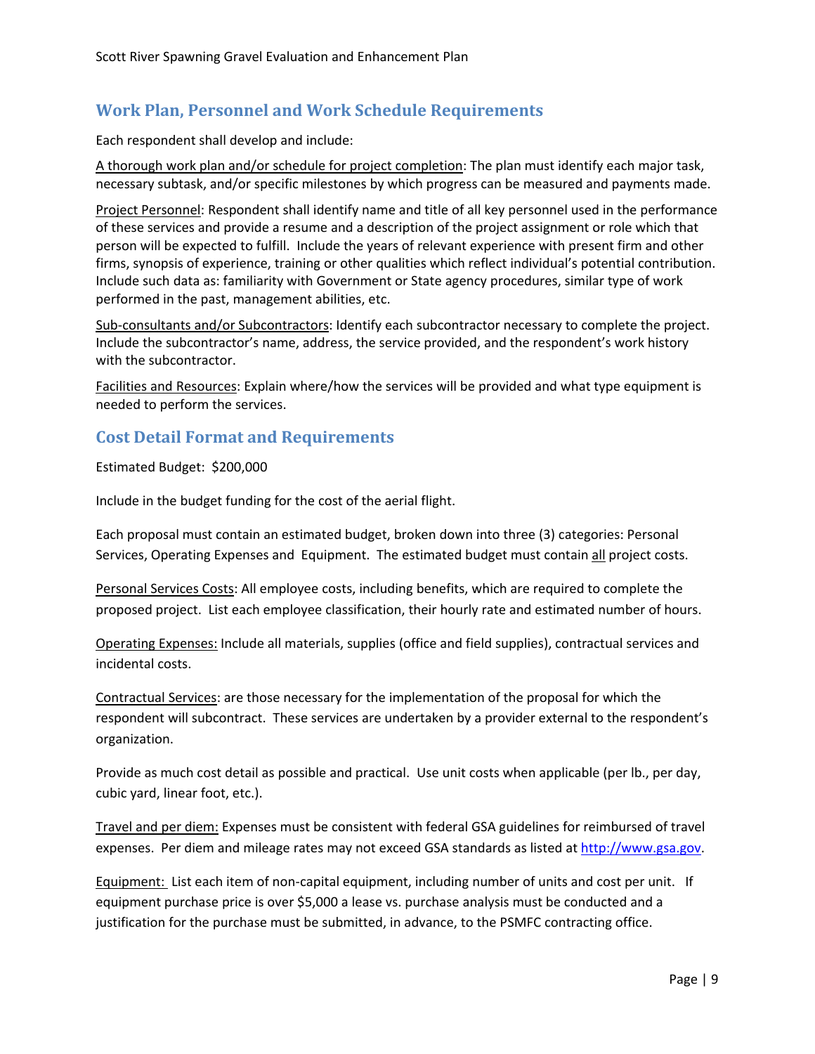## Work Plan, Personnel and Work Schedule Requirements

Each respondent shall develop and include:

A thorough work plan and/or schedule for project completion: The plan must identify each major task, necessary subtask, and/or specific milestones by which progress can be measured and payments made.

Project Personnel: Respondent shall identify name and title of all key personnel used in the performance of these services and provide a resume and a description of the project assignment or role which that person will be expected to fulfill. Include the years of relevant experience with present firm and other firms, synopsis of experience, training or other qualities which reflect individual's potential contribution. Include such data as: familiarity with Government or State agency procedures, similar type of work performed in the past, management abilities, etc.

Sub-consultants and/or Subcontractors: Identify each subcontractor necessary to complete the project. Include the subcontractor's name, address, the service provided, and the respondent's work history with the subcontractor.

Facilities and Resources: Explain where/how the services will be provided and what type equipment is needed to perform the services.

## Cost Detail Format and Requirements

Estimated Budget: $200,000

Include in the budget funding for the cost of the aerial flight.

Each proposal must contain an estimated budget, broken down into three (3) categories: Personal Services, Operating Expenses and Equipment. The estimated budget must contain all project costs.

Personal Services Costs: All employee costs, including benefits, which are required to complete the proposed project. List each employee classification, their hourly rate and estimated number of hours.

Operating Expenses: Include all materials, supplies (office and field supplies), contractual services and incidental costs.

Contractual Services: are those necessary for the implementation of the proposal for which the respondent will subcontract. These services are undertaken by a provider external to the respondent's organization.

Provide as much cost detail as possible and practical. Use unit costs when applicable (per lb., per day, cubic yard, linear foot, etc.).

Travel and per diem: Expenses must be consistent with federal GSA guidelines for reimbursed of travel expenses. Per diem and mileage rates may not exceed GSA standards as listed at http://www.gsa.gov.

Equipment: List each item of non-capital equipment, including number of units and cost per unit. If equipment purchase price is over $5,000 a lease vs. purchase analysis must be conducted and a justification for the purchase must be submitted, in advance, to the PSMFC contracting office.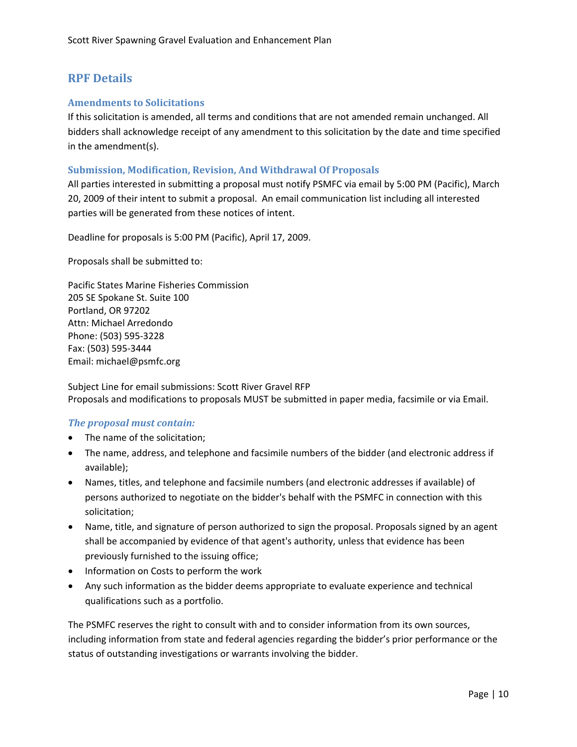## RPF Details

### Amendments to Solicitations

If this solicitation is amended, all terms and conditions that are not amended remain unchanged. All bidders shall acknowledge receipt of any amendment to this solicitation by the date and time specified in the amendment(s).

### Submission, Modification, Revision, And Withdrawal Of Proposals

All parties interested in submitting a proposal must notify PSMFC via email by 5:00 PM (Pacific), March 20, 2009 of their intent to submit a proposal. An email communication list including all interested parties will be generated from these notices of intent.

Deadline for proposals is 5:00 PM (Pacific), April 17, 2009.

Proposals shall be submitted to:

Pacific States Marine Fisheries Commission
205 SE Spokane St. Suite 100
Portland, OR 97202
Attn: Michael Arredondo
Phone: (503) 595-3228
Fax: (503) 595-3444
Email: michael@psmfc.org

Subject Line for email submissions: Scott River Gravel RFP
Proposals and modifications to proposals MUST be submitted in paper media, facsimile or via Email.

#### *The proposal must contain:*

- The name of the solicitation;
- The name, address, and telephone and facsimile numbers of the bidder (and electronic address if available);
- Names, titles, and telephone and facsimile numbers (and electronic addresses if available) of persons authorized to negotiate on the bidder's behalf with the PSMFC in connection with this solicitation;
- Name, title, and signature of person authorized to sign the proposal. Proposals signed by an agent shall be accompanied by evidence of that agent's authority, unless that evidence has been previously furnished to the issuing office;
- Information on Costs to perform the work
- Any such information as the bidder deems appropriate to evaluate experience and technical qualifications such as a portfolio.

The PSMFC reserves the right to consult with and to consider information from its own sources, including information from state and federal agencies regarding the bidder's prior performance or the status of outstanding investigations or warrants involving the bidder.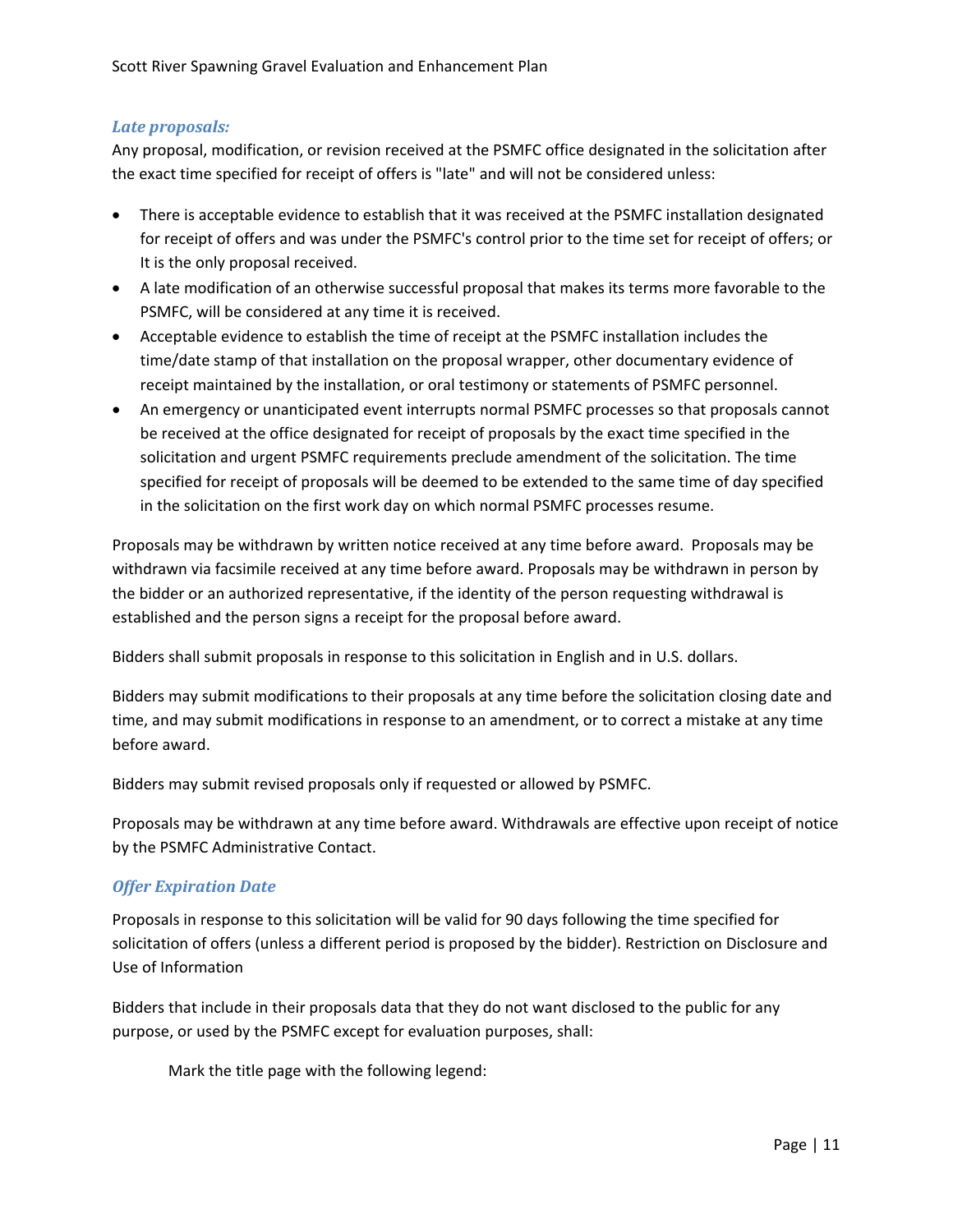### *Late proposals:*

Any proposal, modification, or revision received at the PSMFC office designated in the solicitation after the exact time specified for receipt of offers is "late" and will not be considered unless:

- There is acceptable evidence to establish that it was received at the PSMFC installation designated for receipt of offers and was under the PSMFC's control prior to the time set for receipt of offers; or It is the only proposal received.
- A late modification of an otherwise successful proposal that makes its terms more favorable to the PSMFC, will be considered at any time it is received.
- Acceptable evidence to establish the time of receipt at the PSMFC installation includes the time/date stamp of that installation on the proposal wrapper, other documentary evidence of receipt maintained by the installation, or oral testimony or statements of PSMFC personnel.
- An emergency or unanticipated event interrupts normal PSMFC processes so that proposals cannot be received at the office designated for receipt of proposals by the exact time specified in the solicitation and urgent PSMFC requirements preclude amendment of the solicitation. The time specified for receipt of proposals will be deemed to be extended to the same time of day specified in the solicitation on the first work day on which normal PSMFC processes resume.

Proposals may be withdrawn by written notice received at any time before award. Proposals may be withdrawn via facsimile received at any time before award. Proposals may be withdrawn in person by the bidder or an authorized representative, if the identity of the person requesting withdrawal is established and the person signs a receipt for the proposal before award.

Bidders shall submit proposals in response to this solicitation in English and in U.S. dollars.

Bidders may submit modifications to their proposals at any time before the solicitation closing date and time, and may submit modifications in response to an amendment, or to correct a mistake at any time before award.

Bidders may submit revised proposals only if requested or allowed by PSMFC.

Proposals may be withdrawn at any time before award. Withdrawals are effective upon receipt of notice by the PSMFC Administrative Contact.

### *Offer Expiration Date*

Proposals in response to this solicitation will be valid for 90 days following the time specified for solicitation of offers (unless a different period is proposed by the bidder). Restriction on Disclosure and Use of Information

Bidders that include in their proposals data that they do not want disclosed to the public for any purpose, or used by the PSMFC except for evaluation purposes, shall:

Mark the title page with the following legend: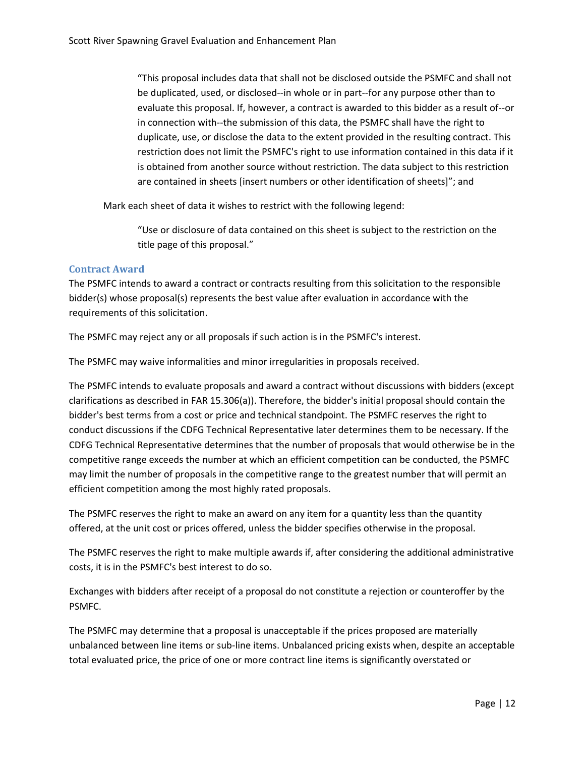> "This proposal includes data that shall not be disclosed outside the PSMFC and shall not be duplicated, used, or disclosed--in whole or in part--for any purpose other than to evaluate this proposal. If, however, a contract is awarded to this bidder as a result of--or in connection with--the submission of this data, the PSMFC shall have the right to duplicate, use, or disclose the data to the extent provided in the resulting contract. This restriction does not limit the PSMFC's right to use information contained in this data if it is obtained from another source without restriction. The data subject to this restriction are contained in sheets [insert numbers or other identification of sheets]"; and

Mark each sheet of data it wishes to restrict with the following legend:

> "Use or disclosure of data contained on this sheet is subject to the restriction on the title page of this proposal."

### Contract Award

The PSMFC intends to award a contract or contracts resulting from this solicitation to the responsible bidder(s) whose proposal(s) represents the best value after evaluation in accordance with the requirements of this solicitation.

The PSMFC may reject any or all proposals if such action is in the PSMFC's interest.

The PSMFC may waive informalities and minor irregularities in proposals received.

The PSMFC intends to evaluate proposals and award a contract without discussions with bidders (except clarifications as described in FAR 15.306(a)). Therefore, the bidder's initial proposal should contain the bidder's best terms from a cost or price and technical standpoint. The PSMFC reserves the right to conduct discussions if the CDFG Technical Representative later determines them to be necessary. If the CDFG Technical Representative determines that the number of proposals that would otherwise be in the competitive range exceeds the number at which an efficient competition can be conducted, the PSMFC may limit the number of proposals in the competitive range to the greatest number that will permit an efficient competition among the most highly rated proposals.

The PSMFC reserves the right to make an award on any item for a quantity less than the quantity offered, at the unit cost or prices offered, unless the bidder specifies otherwise in the proposal.

The PSMFC reserves the right to make multiple awards if, after considering the additional administrative costs, it is in the PSMFC's best interest to do so.

Exchanges with bidders after receipt of a proposal do not constitute a rejection or counteroffer by the PSMFC.

The PSMFC may determine that a proposal is unacceptable if the prices proposed are materially unbalanced between line items or sub-line items. Unbalanced pricing exists when, despite an acceptable total evaluated price, the price of one or more contract line items is significantly overstated or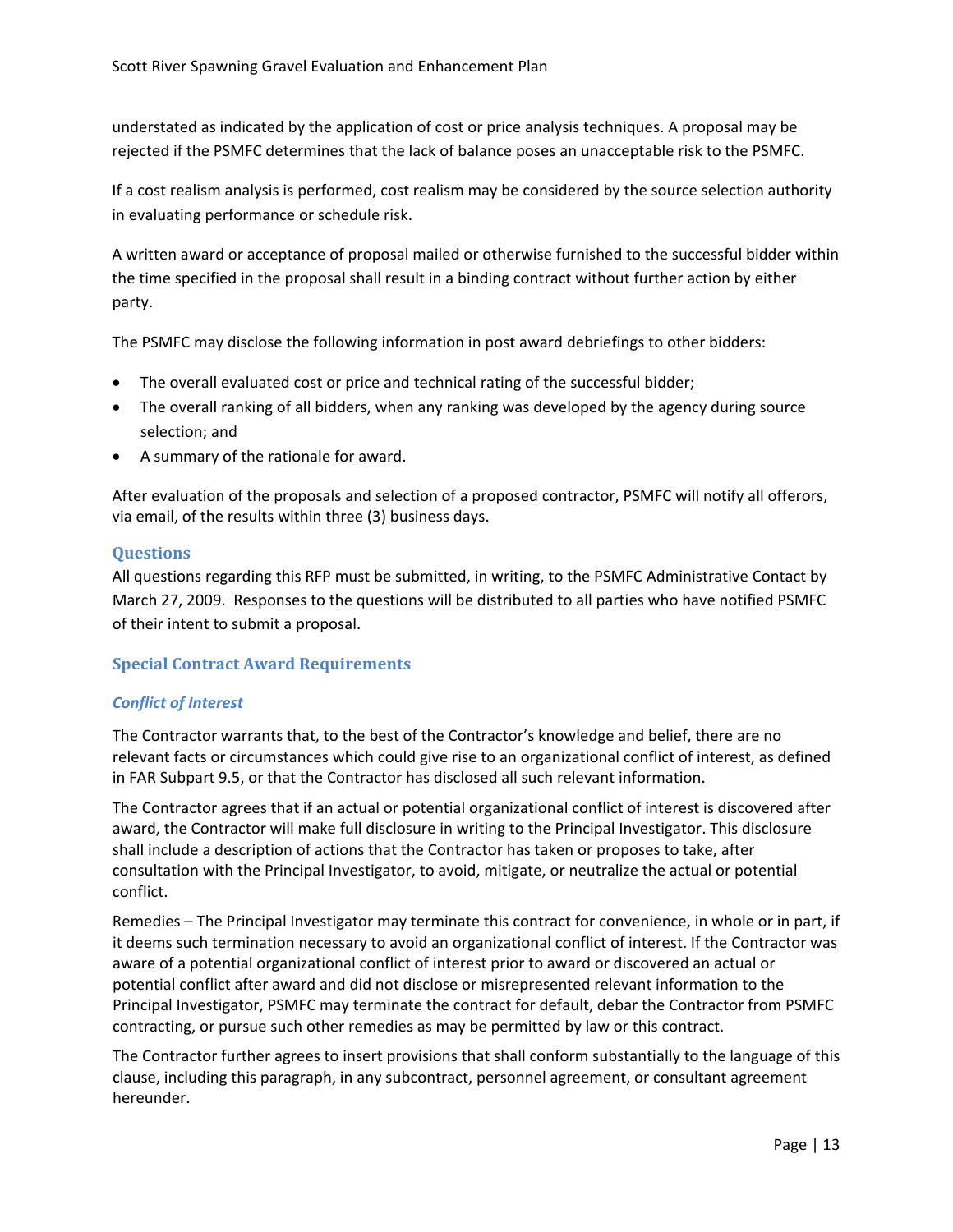understated as indicated by the application of cost or price analysis techniques. A proposal may be rejected if the PSMFC determines that the lack of balance poses an unacceptable risk to the PSMFC.

If a cost realism analysis is performed, cost realism may be considered by the source selection authority in evaluating performance or schedule risk.

A written award or acceptance of proposal mailed or otherwise furnished to the successful bidder within the time specified in the proposal shall result in a binding contract without further action by either party.

The PSMFC may disclose the following information in post award debriefings to other bidders:

- The overall evaluated cost or price and technical rating of the successful bidder;
- The overall ranking of all bidders, when any ranking was developed by the agency during source selection; and
- A summary of the rationale for award.

After evaluation of the proposals and selection of a proposed contractor, PSMFC will notify all offerors, via email, of the results within three (3) business days.

## Questions

All questions regarding this RFP must be submitted, in writing, to the PSMFC Administrative Contact by March 27, 2009. Responses to the questions will be distributed to all parties who have notified PSMFC of their intent to submit a proposal.

## Special Contract Award Requirements

### *Conflict of Interest*

The Contractor warrants that, to the best of the Contractor's knowledge and belief, there are no relevant facts or circumstances which could give rise to an organizational conflict of interest, as defined in FAR Subpart 9.5, or that the Contractor has disclosed all such relevant information.

The Contractor agrees that if an actual or potential organizational conflict of interest is discovered after award, the Contractor will make full disclosure in writing to the Principal Investigator. This disclosure shall include a description of actions that the Contractor has taken or proposes to take, after consultation with the Principal Investigator, to avoid, mitigate, or neutralize the actual or potential conflict.

Remedies – The Principal Investigator may terminate this contract for convenience, in whole or in part, if it deems such termination necessary to avoid an organizational conflict of interest. If the Contractor was aware of a potential organizational conflict of interest prior to award or discovered an actual or potential conflict after award and did not disclose or misrepresented relevant information to the Principal Investigator, PSMFC may terminate the contract for default, debar the Contractor from PSMFC contracting, or pursue such other remedies as may be permitted by law or this contract.

The Contractor further agrees to insert provisions that shall conform substantially to the language of this clause, including this paragraph, in any subcontract, personnel agreement, or consultant agreement hereunder.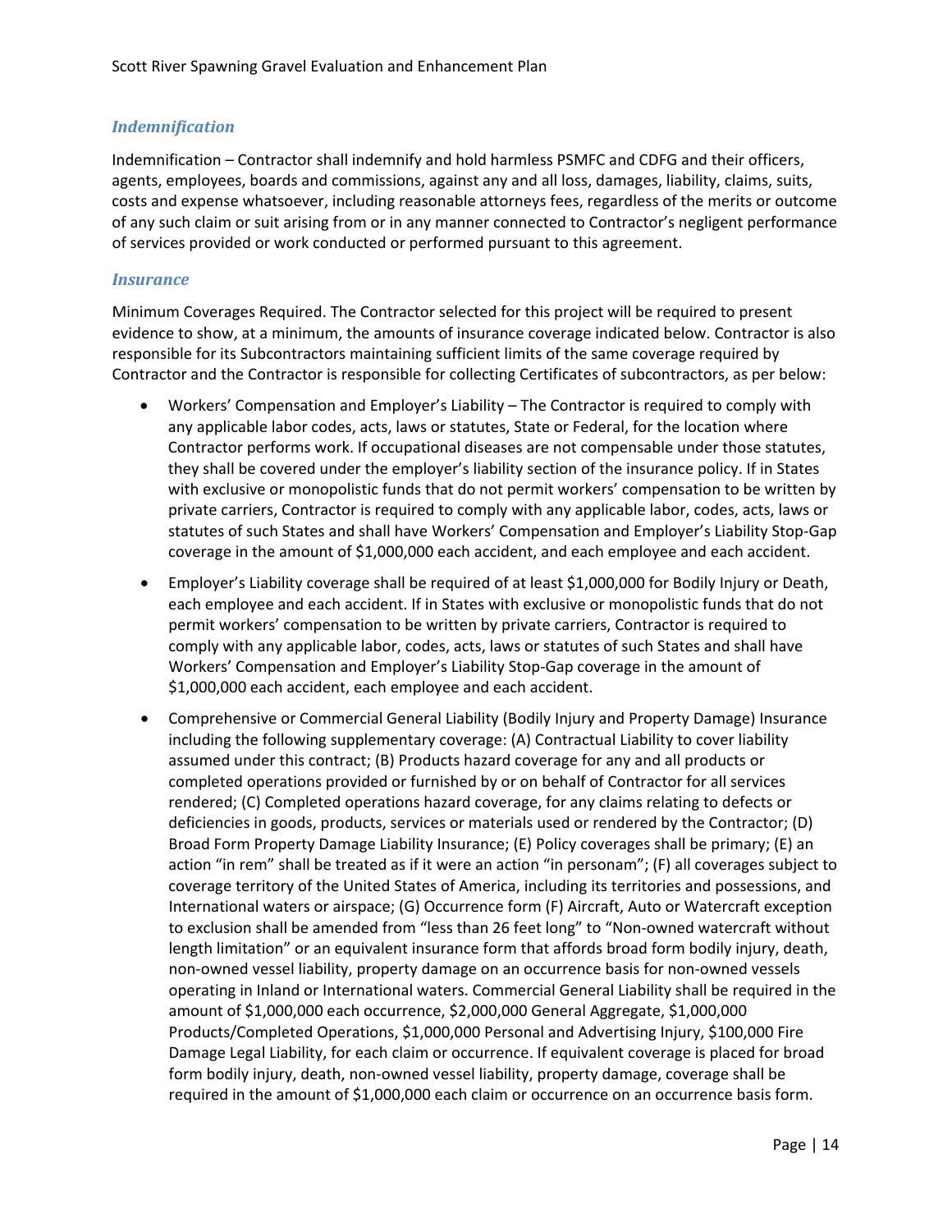### *Indemnification*

Indemnification – Contractor shall indemnify and hold harmless PSMFC and CDFG and their officers, agents, employees, boards and commissions, against any and all loss, damages, liability, claims, suits, costs and expense whatsoever, including reasonable attorneys fees, regardless of the merits or outcome of any such claim or suit arising from or in any manner connected to Contractor's negligent performance of services provided or work conducted or performed pursuant to this agreement.

### *Insurance*

Minimum Coverages Required. The Contractor selected for this project will be required to present evidence to show, at a minimum, the amounts of insurance coverage indicated below. Contractor is also responsible for its Subcontractors maintaining sufficient limits of the same coverage required by Contractor and the Contractor is responsible for collecting Certificates of subcontractors, as per below:

- Workers' Compensation and Employer's Liability – The Contractor is required to comply with any applicable labor codes, acts, laws or statutes, State or Federal, for the location where Contractor performs work. If occupational diseases are not compensable under those statutes, they shall be covered under the employer's liability section of the insurance policy. If in States with exclusive or monopolistic funds that do not permit workers' compensation to be written by private carriers, Contractor is required to comply with any applicable labor, codes, acts, laws or statutes of such States and shall have Workers' Compensation and Employer's Liability Stop-Gap coverage in the amount of $1,000,000 each accident, and each employee and each accident.
- Employer's Liability coverage shall be required of at least $1,000,000 for Bodily Injury or Death, each employee and each accident. If in States with exclusive or monopolistic funds that do not permit workers' compensation to be written by private carriers, Contractor is required to comply with any applicable labor, codes, acts, laws or statutes of such States and shall have Workers' Compensation and Employer's Liability Stop-Gap coverage in the amount of $1,000,000 each accident, each employee and each accident.
- Comprehensive or Commercial General Liability (Bodily Injury and Property Damage) Insurance including the following supplementary coverage: (A) Contractual Liability to cover liability assumed under this contract; (B) Products hazard coverage for any and all products or completed operations provided or furnished by or on behalf of Contractor for all services rendered; (C) Completed operations hazard coverage, for any claims relating to defects or deficiencies in goods, products, services or materials used or rendered by the Contractor; (D) Broad Form Property Damage Liability Insurance; (E) Policy coverages shall be primary; (E) an action "in rem" shall be treated as if it were an action "in personam"; (F) all coverages subject to coverage territory of the United States of America, including its territories and possessions, and International waters or airspace; (G) Occurrence form (F) Aircraft, Auto or Watercraft exception to exclusion shall be amended from "less than 26 feet long" to "Non-owned watercraft without length limitation" or an equivalent insurance form that affords broad form bodily injury, death, non-owned vessel liability, property damage on an occurrence basis for non-owned vessels operating in Inland or International waters. Commercial General Liability shall be required in the amount of $1,000,000 each occurrence, $2,000,000 General Aggregate, $1,000,000 Products/Completed Operations, $1,000,000 Personal and Advertising Injury, $100,000 Fire Damage Legal Liability, for each claim or occurrence. If equivalent coverage is placed for broad form bodily injury, death, non-owned vessel liability, property damage, coverage shall be required in the amount of $1,000,000 each claim or occurrence on an occurrence basis form.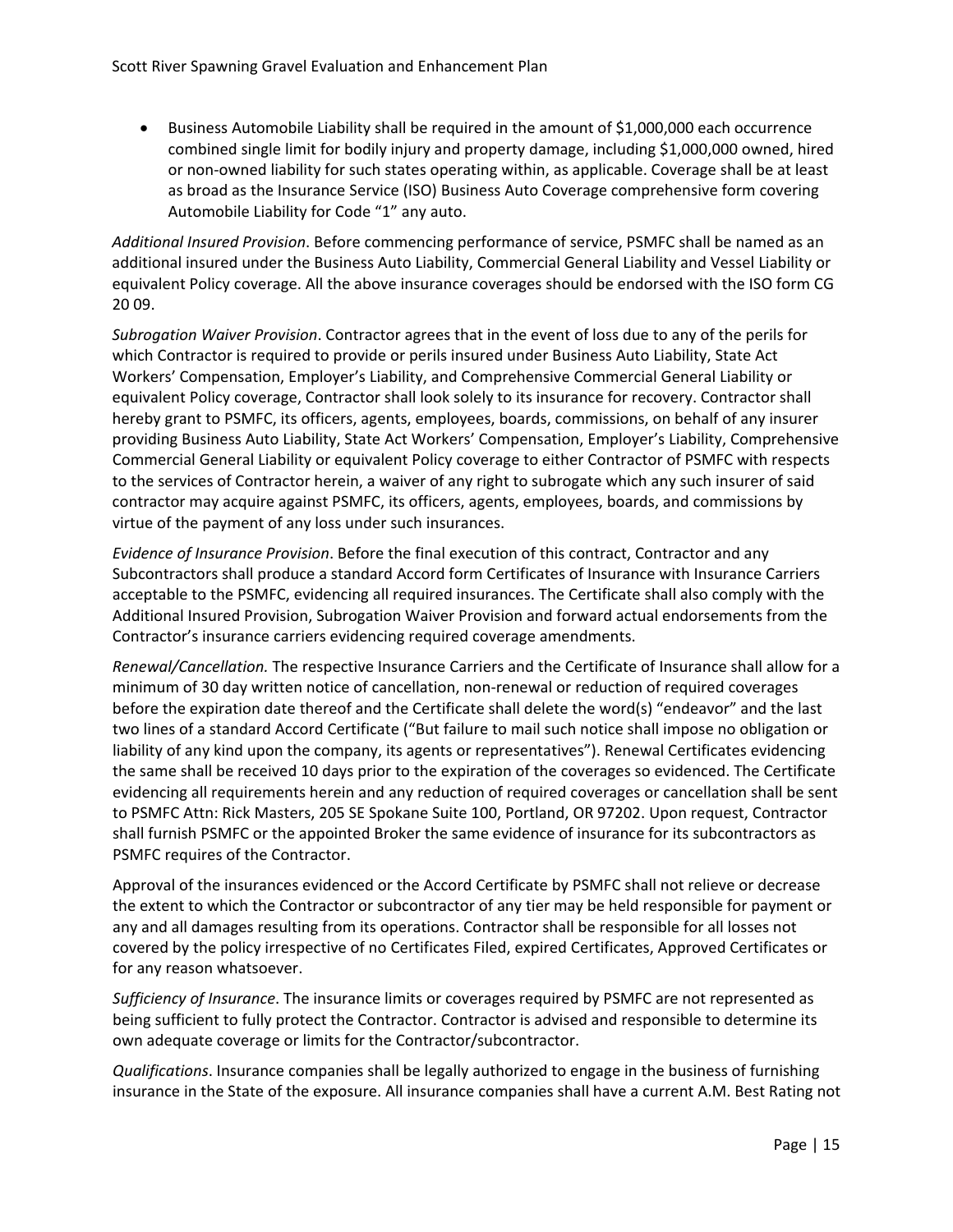- Business Automobile Liability shall be required in the amount of $1,000,000 each occurrence combined single limit for bodily injury and property damage, including $1,000,000 owned, hired or non-owned liability for such states operating within, as applicable. Coverage shall be at least as broad as the Insurance Service (ISO) Business Auto Coverage comprehensive form covering Automobile Liability for Code "1" any auto.

*Additional Insured Provision*. Before commencing performance of service, PSMFC shall be named as an additional insured under the Business Auto Liability, Commercial General Liability and Vessel Liability or equivalent Policy coverage. All the above insurance coverages should be endorsed with the ISO form CG 20 09.

*Subrogation Waiver Provision*. Contractor agrees that in the event of loss due to any of the perils for which Contractor is required to provide or perils insured under Business Auto Liability, State Act Workers' Compensation, Employer's Liability, and Comprehensive Commercial General Liability or equivalent Policy coverage, Contractor shall look solely to its insurance for recovery. Contractor shall hereby grant to PSMFC, its officers, agents, employees, boards, commissions, on behalf of any insurer providing Business Auto Liability, State Act Workers' Compensation, Employer's Liability, Comprehensive Commercial General Liability or equivalent Policy coverage to either Contractor of PSMFC with respects to the services of Contractor herein, a waiver of any right to subrogate which any such insurer of said contractor may acquire against PSMFC, its officers, agents, employees, boards, and commissions by virtue of the payment of any loss under such insurances.

*Evidence of Insurance Provision*. Before the final execution of this contract, Contractor and any Subcontractors shall produce a standard Accord form Certificates of Insurance with Insurance Carriers acceptable to the PSMFC, evidencing all required insurances. The Certificate shall also comply with the Additional Insured Provision, Subrogation Waiver Provision and forward actual endorsements from the Contractor's insurance carriers evidencing required coverage amendments.

*Renewal/Cancellation.* The respective Insurance Carriers and the Certificate of Insurance shall allow for a minimum of 30 day written notice of cancellation, non-renewal or reduction of required coverages before the expiration date thereof and the Certificate shall delete the word(s) "endeavor" and the last two lines of a standard Accord Certificate ("But failure to mail such notice shall impose no obligation or liability of any kind upon the company, its agents or representatives"). Renewal Certificates evidencing the same shall be received 10 days prior to the expiration of the coverages so evidenced. The Certificate evidencing all requirements herein and any reduction of required coverages or cancellation shall be sent to PSMFC Attn: Rick Masters, 205 SE Spokane Suite 100, Portland, OR 97202. Upon request, Contractor shall furnish PSMFC or the appointed Broker the same evidence of insurance for its subcontractors as PSMFC requires of the Contractor.

Approval of the insurances evidenced or the Accord Certificate by PSMFC shall not relieve or decrease the extent to which the Contractor or subcontractor of any tier may be held responsible for payment or any and all damages resulting from its operations. Contractor shall be responsible for all losses not covered by the policy irrespective of no Certificates Filed, expired Certificates, Approved Certificates or for any reason whatsoever.

*Sufficiency of Insurance*. The insurance limits or coverages required by PSMFC are not represented as being sufficient to fully protect the Contractor. Contractor is advised and responsible to determine its own adequate coverage or limits for the Contractor/subcontractor.

*Qualifications*. Insurance companies shall be legally authorized to engage in the business of furnishing insurance in the State of the exposure. All insurance companies shall have a current A.M. Best Rating not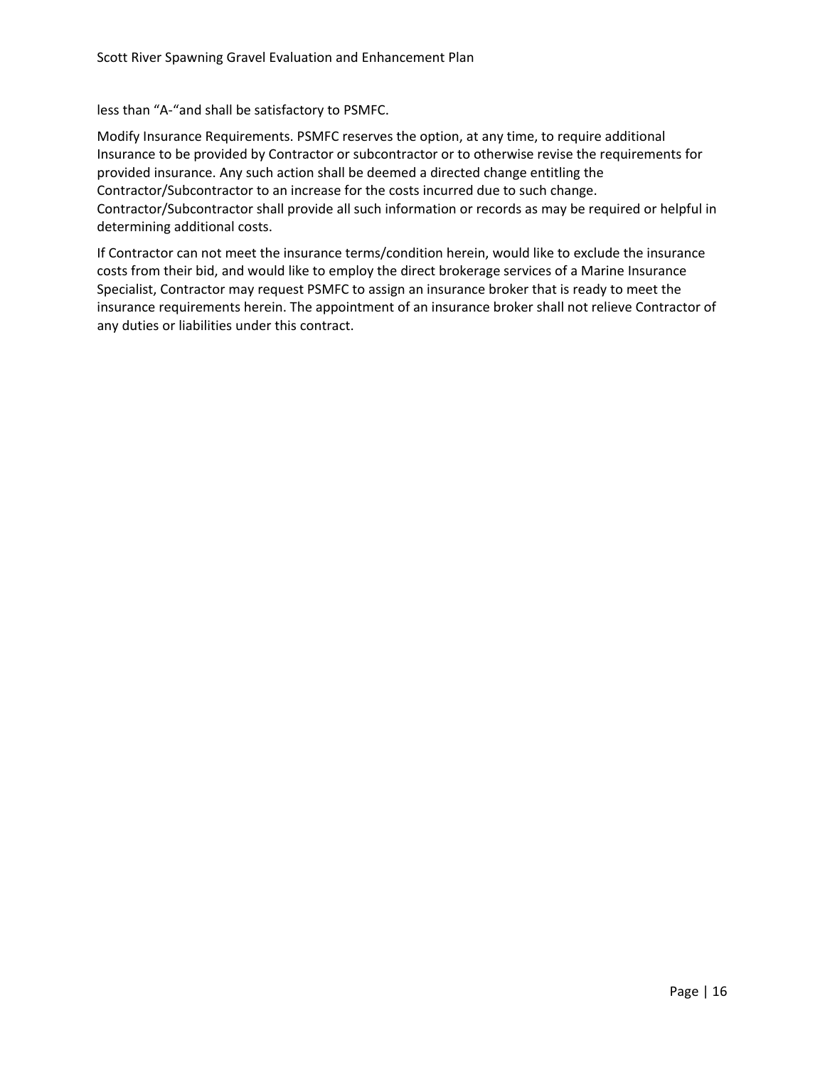less than “A-“and shall be satisfactory to PSMFC.

Modify Insurance Requirements. PSMFC reserves the option, at any time, to require additional Insurance to be provided by Contractor or subcontractor or to otherwise revise the requirements for provided insurance. Any such action shall be deemed a directed change entitling the Contractor/Subcontractor to an increase for the costs incurred due to such change. Contractor/Subcontractor shall provide all such information or records as may be required or helpful in determining additional costs.

If Contractor can not meet the insurance terms/condition herein, would like to exclude the insurance costs from their bid, and would like to employ the direct brokerage services of a Marine Insurance Specialist, Contractor may request PSMFC to assign an insurance broker that is ready to meet the insurance requirements herein. The appointment of an insurance broker shall not relieve Contractor of any duties or liabilities under this contract.